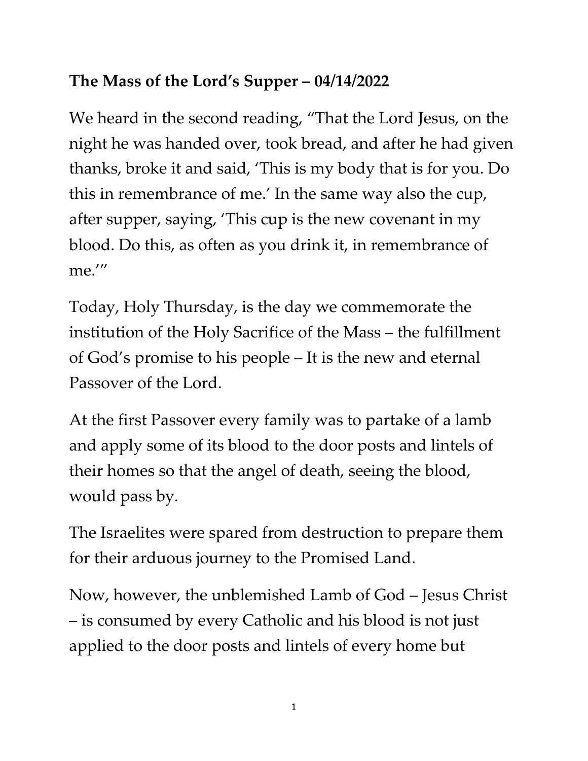**The Mass of the Lord's Supper – 04/14/2022**

We heard in the second reading, "That the Lord Jesus, on the night he was handed over, took bread, and after he had given thanks, broke it and said, 'This is my body that is for you. Do this in remembrance of me.' In the same way also the cup, after supper, saying, 'This cup is the new covenant in my blood. Do this, as often as you drink it, in remembrance of me.'"

Today, Holy Thursday, is the day we commemorate the institution of the Holy Sacrifice of the Mass – the fulfillment of God's promise to his people – It is the new and eternal Passover of the Lord.

At the first Passover every family was to partake of a lamb and apply some of its blood to the door posts and lintels of their homes so that the angel of death, seeing the blood, would pass by.

The Israelites were spared from destruction to prepare them for their arduous journey to the Promised Land.

Now, however, the unblemished Lamb of God – Jesus Christ – is consumed by every Catholic and his blood is not just applied to the door posts and lintels of every home but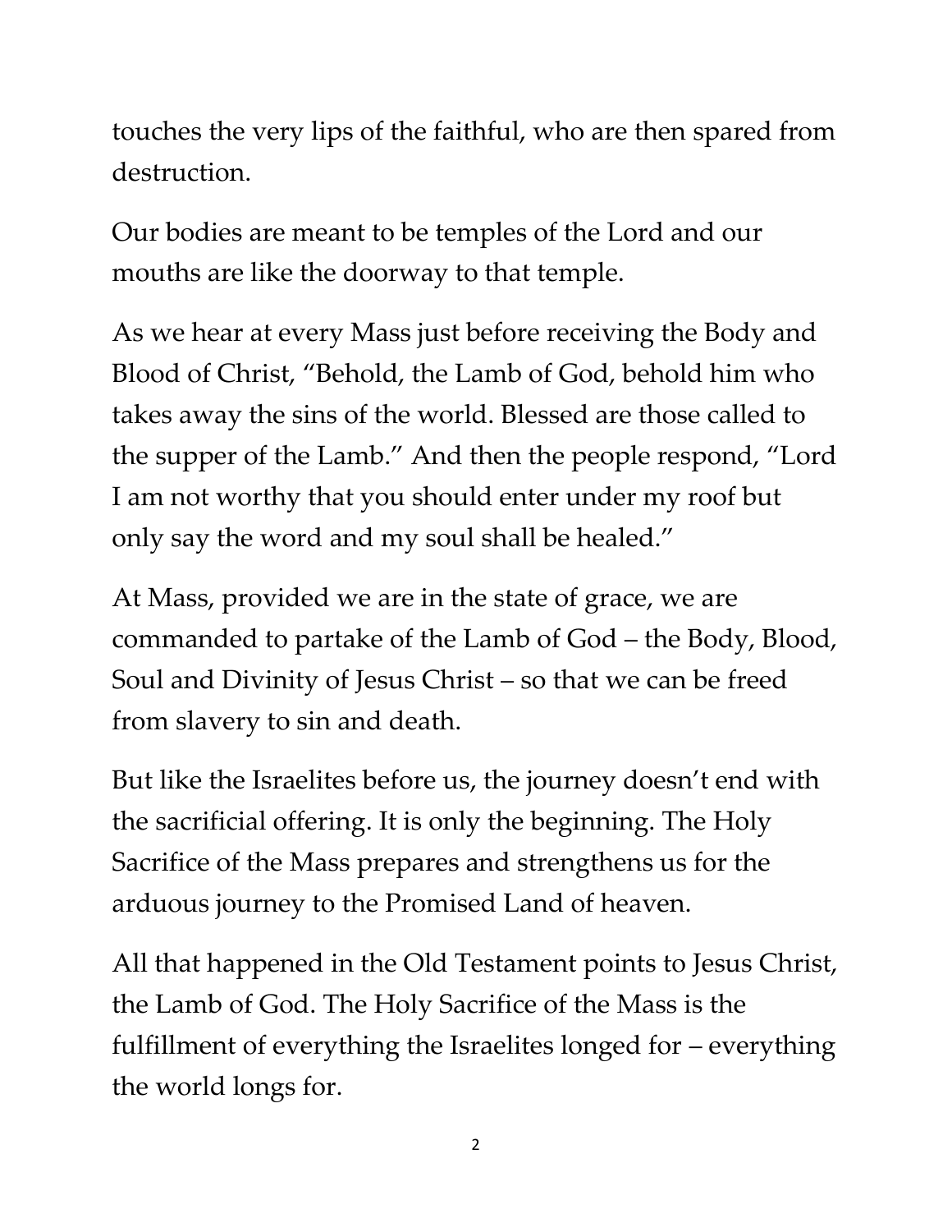touches the very lips of the faithful, who are then spared from destruction.

Our bodies are meant to be temples of the Lord and our mouths are like the doorway to that temple.

As we hear at every Mass just before receiving the Body and Blood of Christ, "Behold, the Lamb of God, behold him who takes away the sins of the world. Blessed are those called to the supper of the Lamb." And then the people respond, "Lord I am not worthy that you should enter under my roof but only say the word and my soul shall be healed."

At Mass, provided we are in the state of grace, we are commanded to partake of the Lamb of God – the Body, Blood, Soul and Divinity of Jesus Christ – so that we can be freed from slavery to sin and death.

But like the Israelites before us, the journey doesn't end with the sacrificial offering. It is only the beginning. The Holy Sacrifice of the Mass prepares and strengthens us for the arduous journey to the Promised Land of heaven.

All that happened in the Old Testament points to Jesus Christ, the Lamb of God. The Holy Sacrifice of the Mass is the fulfillment of everything the Israelites longed for – everything the world longs for.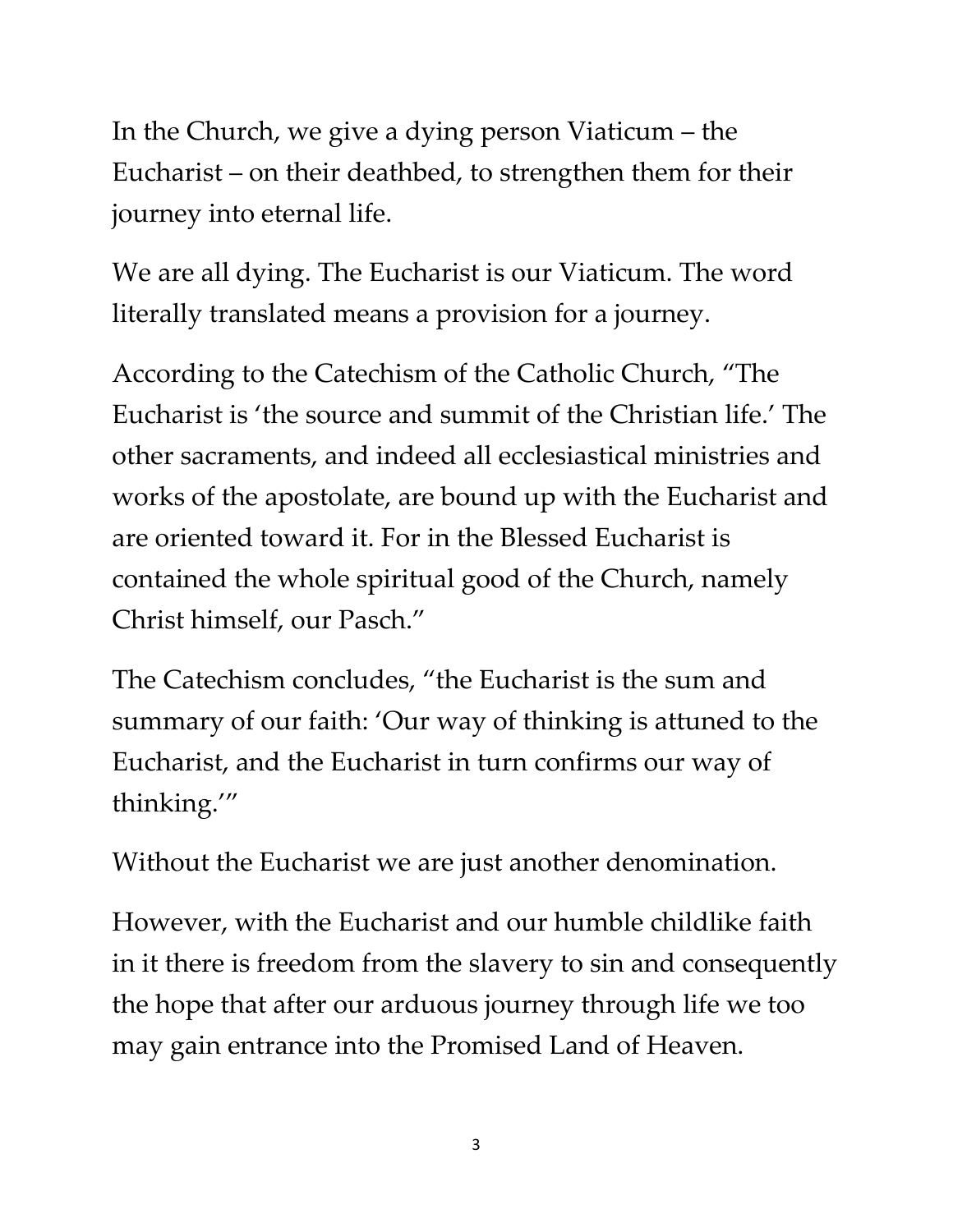In the Church, we give a dying person Viaticum – the Eucharist – on their deathbed, to strengthen them for their journey into eternal life.

We are all dying. The Eucharist is our Viaticum. The word literally translated means a provision for a journey.

According to the Catechism of the Catholic Church, "The Eucharist is 'the source and summit of the Christian life.' The other sacraments, and indeed all ecclesiastical ministries and works of the apostolate, are bound up with the Eucharist and are oriented toward it. For in the Blessed Eucharist is contained the whole spiritual good of the Church, namely Christ himself, our Pasch."

The Catechism concludes, "the Eucharist is the sum and summary of our faith: 'Our way of thinking is attuned to the Eucharist, and the Eucharist in turn confirms our way of thinking.'"

Without the Eucharist we are just another denomination.

However, with the Eucharist and our humble childlike faith in it there is freedom from the slavery to sin and consequently the hope that after our arduous journey through life we too may gain entrance into the Promised Land of Heaven.